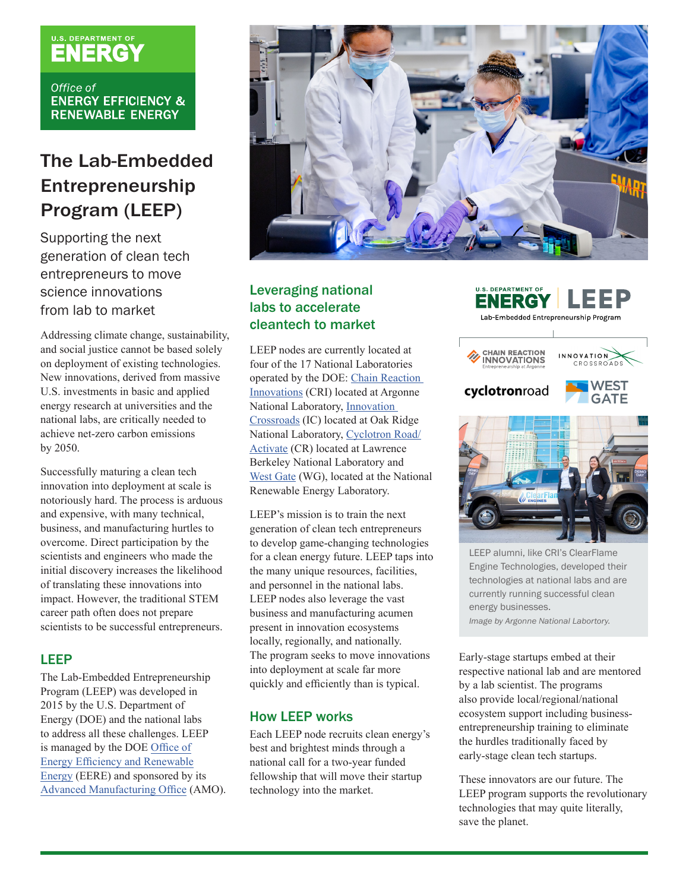U.S. DEPARTMENT OF ENERGY

Office of ENERGY EFFICIENCY & RENEWABLE ENERGY

# The Lab-Embedded Entrepreneurship Program (LEEP)

Supporting the next generation of clean tech entrepreneurs to move science innovations from lab to market

Addressing climate change, sustainability, and social justice cannot be based solely on deployment of existing technologies. New innovations, derived from massive U.S. investments in basic and applied energy research at universities and the national labs, are critically needed to achieve net-zero carbon emissions by 2050.

Successfully maturing a clean tech innovation into deployment at scale is notoriously hard. The process is arduous and expensive, with many technical, business, and manufacturing hurtles to overcome. Direct participation by the scientists and engineers who made the initial discovery increases the likelihood of translating these innovations into impact. However, the traditional STEM career path often does not prepare scientists to be successful entrepreneurs.

## LEEP

The Lab-Embedded Entrepreneurship Program (LEEP) was developed in 2015 by the U.S. Department of Energy (DOE) and the national labs to address all these challenges. LEEP is managed by the DOE Office of Energy Efficiency and Renewable Energy (EERE) and sponsored by its Advanced Manufacturing Office (AMO).

## Leveraging national labs to accelerate cleantech to market

LEEP nodes are currently located at four of the 17 National Laboratories operated by the DOE: Chain Reaction Innovations (CRI) located at Argonne National Laboratory, Innovation Crossroads (IC) located at Oak Ridge National Laboratory, Cyclotron Road/Activate (CR) located at Lawrence Berkeley National Laboratory and West Gate (WG), located at the National Renewable Energy Laboratory.

LEEP's mission is to train the next generation of clean tech entrepreneurs to develop game-changing technologies for a clean energy future. LEEP taps into the many unique resources, facilities, and personnel in the national labs. LEEP nodes also leverage the vast business and manufacturing acumen present in innovation ecosystems locally, regionally, and nationally. The program seeks to move innovations into deployment at scale far more quickly and efficiently than is typical.

## How LEEP works

Each LEEP node recruits clean energy's best and brightest minds through a national call for a two-year funded fellowship that will move their startup technology into the market.

U.S. DEPARTMENT OF ENERGY | LEEP Lab-Embedded Entrepreneurship Program

CHAIN REACTION INNOVATIONS Entrepreneurship at Argonne | INNOVATION CROSSROADS | cyclotronroad | WEST GATE

LEEP alumni, like CRI's ClearFlame Engine Technologies, developed their technologies at national labs and are currently running successful clean energy businesses.

*Image by Argonne National Labortory.*

Early-stage startups embed at their respective national lab and are mentored by a lab scientist. The programs also provide local/regional/national ecosystem support including business-entrepreneurship training to eliminate the hurdles traditionally faced by early-stage clean tech startups.

These innovators are our future. The LEEP program supports the revolutionary technologies that may quite literally, save the planet.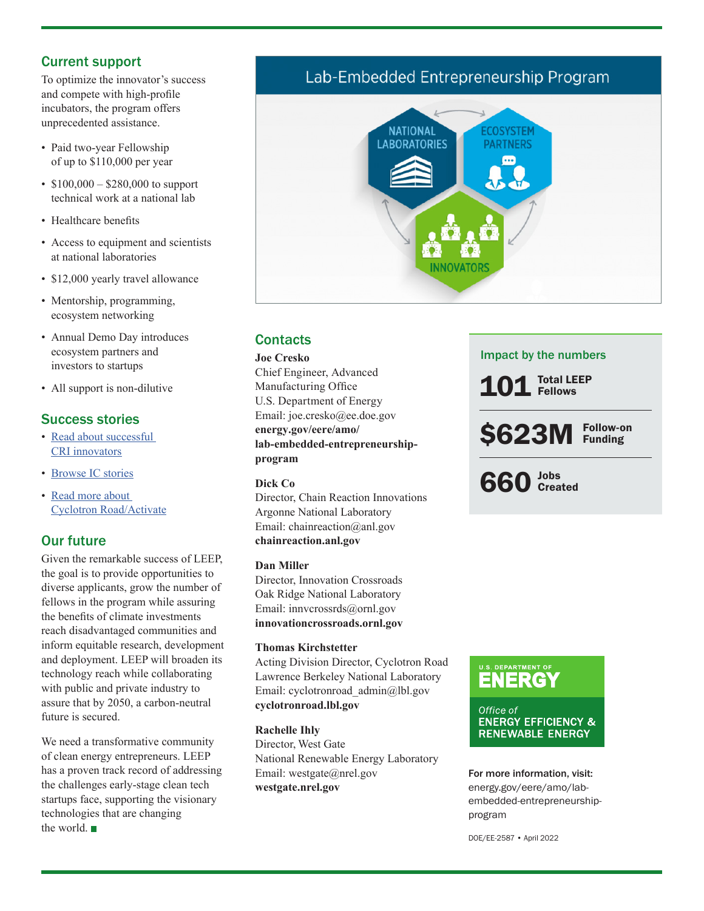## Current support

To optimize the innovator's success and compete with high-profile incubators, the program offers unprecedented assistance.

- Paid two-year Fellowship of up to $110,000 per year
- $100,000 – $280,000 to support technical work at a national lab
- Healthcare benefits
- Access to equipment and scientists at national laboratories
- $12,000 yearly travel allowance
- Mentorship, programming, ecosystem networking
- Annual Demo Day introduces ecosystem partners and investors to startups
- All support is non-dilutive

## Success stories

- Read about successful CRI innovators
- Browse IC stories
- Read more about Cyclotron Road/Activate

## Our future

Given the remarkable success of LEEP, the goal is to provide opportunities to diverse applicants, grow the number of fellows in the program while assuring the benefits of climate investments reach disadvantaged communities and inform equitable research, development and deployment. LEEP will broaden its technology reach while collaborating with public and private industry to assure that by 2050, a carbon-neutral future is secured.

We need a transformative community of clean energy entrepreneurs. LEEP has a proven track record of addressing the challenges early-stage clean tech startups face, supporting the visionary technologies that are changing the world.

## Lab-Embedded Entrepreneurship Program

NATIONAL LABORATORIES

ECOSYSTEM PARTNERS

INNOVATORS

## Contacts

**Joe Cresko**
Chief Engineer, Advanced Manufacturing Office
U.S. Department of Energy
Email: joe.cresko@ee.doe.gov
**energy.gov/eere/amo/lab-embedded-entrepreneurship-program**

**Dick Co**
Director, Chain Reaction Innovations
Argonne National Laboratory
Email: chainreaction@anl.gov
**chainreaction.anl.gov**

**Dan Miller**
Director, Innovation Crossroads
Oak Ridge National Laboratory
Email: innvcrossrds@ornl.gov
**innovationcrossroads.ornl.gov**

**Thomas Kirchstetter**
Acting Division Director, Cyclotron Road
Lawrence Berkeley National Laboratory
Email: cyclotronroad_admin@lbl.gov
**cyclotronroad.lbl.gov**

**Rachelle Ihly**
Director, West Gate
National Renewable Energy Laboratory
Email: westgate@nrel.gov
**westgate.nrel.gov**

## Impact by the numbers

**101** Total LEEP Fellows

**$623M** Follow-on Funding

**660** Jobs Created

U.S. DEPARTMENT OF ENERGY

*Office of* ENERGY EFFICIENCY & RENEWABLE ENERGY

**For more information, visit:**
energy.gov/eere/amo/lab-embedded-entrepreneurship-program

DOE/EE-2587 • April 2022